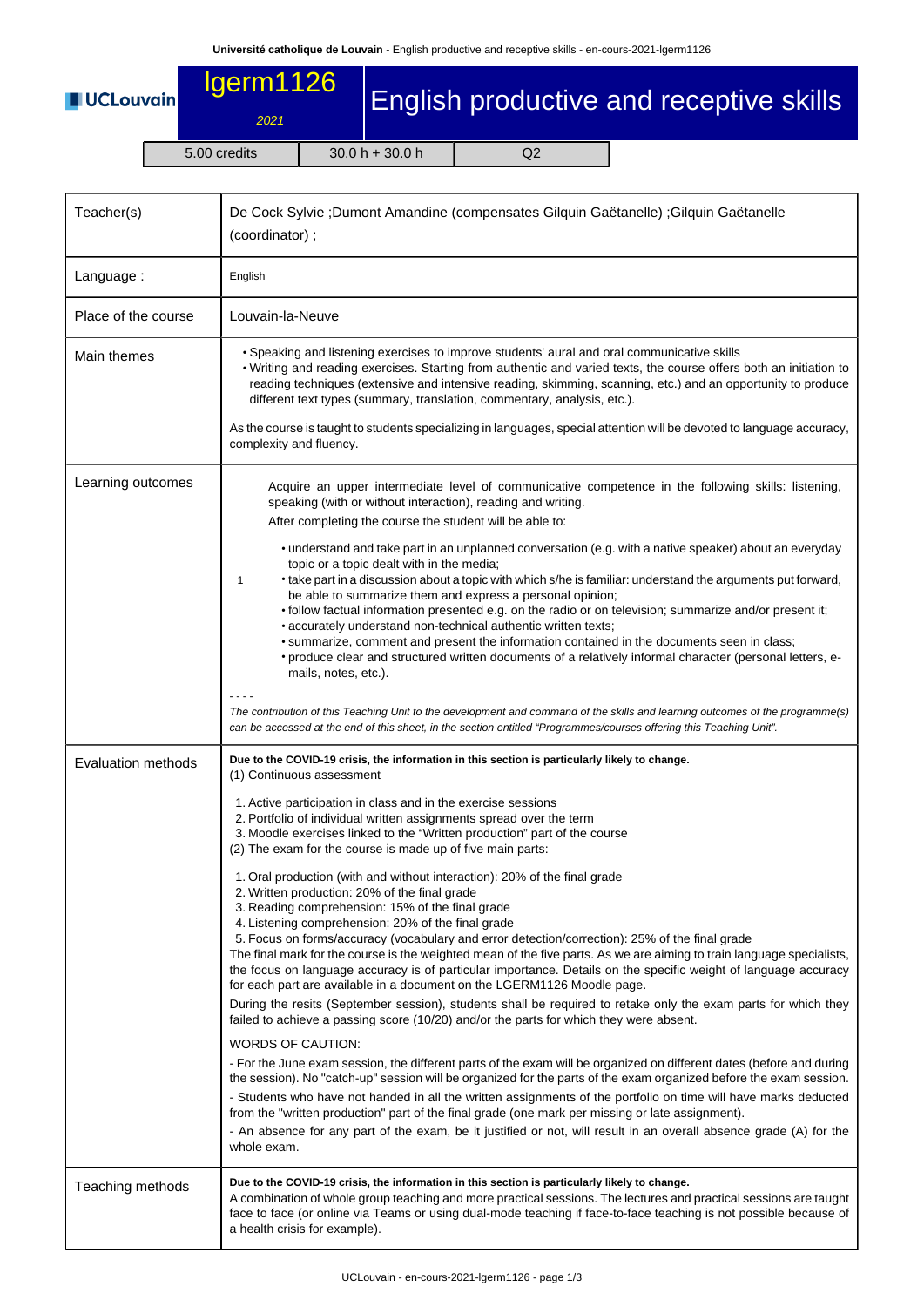# lgerm1126 — English productive and receptive skills

*2021*

| 5.00 credits | 30.0 h + 30.0 h | Q2 |
|---|---|---|

| | |
|---|---|
| Teacher(s) | De Cock Sylvie ;Dumont Amandine (compensates Gilquin Gaëtanelle) ;Gilquin Gaëtanelle (coordinator) ; |
| Language : | English |
| Place of the course | Louvain-la-Neuve |
| Main themes | • Speaking and listening exercises to improve students' aural and oral communicative skills<br>• Writing and reading exercises. Starting from authentic and varied texts, the course offers both an initiation to reading techniques (extensive and intensive reading, skimming, scanning, etc.) and an opportunity to produce different text types (summary, translation, commentary, analysis, etc.).<br><br>As the course is taught to students specializing in languages, special attention will be devoted to language accuracy, complexity and fluency. |
| Learning outcomes | 1 — Acquire an upper intermediate level of communicative competence in the following skills: listening, speaking (with or without interaction), reading and writing.<br>After completing the course the student will be able to:<br>• understand and take part in an unplanned conversation (e.g. with a native speaker) about an everyday topic or a topic dealt with in the media;<br>• take part in a discussion about a topic with which s/he is familiar: understand the arguments put forward, be able to summarize them and express a personal opinion;<br>• follow factual information presented e.g. on the radio or on television; summarize and/or present it;<br>• accurately understand non-technical authentic written texts;<br>• summarize, comment and present the information contained in the documents seen in class;<br>• produce clear and structured written documents of a relatively informal character (personal letters, e-mails, notes, etc.).<br><br>- - - -<br>*The contribution of this Teaching Unit to the development and command of the skills and learning outcomes of the programme(s) can be accessed at the end of this sheet, in the section entitled "Programmes/courses offering this Teaching Unit".* |
| Evaluation methods | **Due to the COVID-19 crisis, the information in this section is particularly likely to change.**<br>(1) Continuous assessment<br><br>1. Active participation in class and in the exercise sessions<br>2. Portfolio of individual written assignments spread over the term<br>3. Moodle exercises linked to the "Written production" part of the course<br><br>(2) The exam for the course is made up of five main parts:<br><br>1. Oral production (with and without interaction): 20% of the final grade<br>2. Written production: 20% of the final grade<br>3. Reading comprehension: 15% of the final grade<br>4. Listening comprehension: 20% of the final grade<br>5. Focus on forms/accuracy (vocabulary and error detection/correction): 25% of the final grade<br><br>The final mark for the course is the weighted mean of the five parts. As we are aiming to train language specialists, the focus on language accuracy is of particular importance. Details on the specific weight of language accuracy for each part are available in a document on the LGERM1126 Moodle page.<br>During the resits (September session), students shall be required to retake only the exam parts for which they failed to achieve a passing score (10/20) and/or the parts for which they were absent.<br><br>WORDS OF CAUTION:<br>- For the June exam session, the different parts of the exam will be organized on different dates (before and during the session). No "catch-up" session will be organized for the parts of the exam organized before the exam session.<br>- Students who have not handed in all the written assignments of the portfolio on time will have marks deducted from the "written production" part of the final grade (one mark per missing or late assignment).<br>- An absence for any part of the exam, be it justified or not, will result in an overall absence grade (A) for the whole exam. |
| Teaching methods | **Due to the COVID-19 crisis, the information in this section is particularly likely to change.**<br>A combination of whole group teaching and more practical sessions. The lectures and practical sessions are taught face to face (or online via Teams or using dual-mode teaching if face-to-face teaching is not possible because of a health crisis for example). |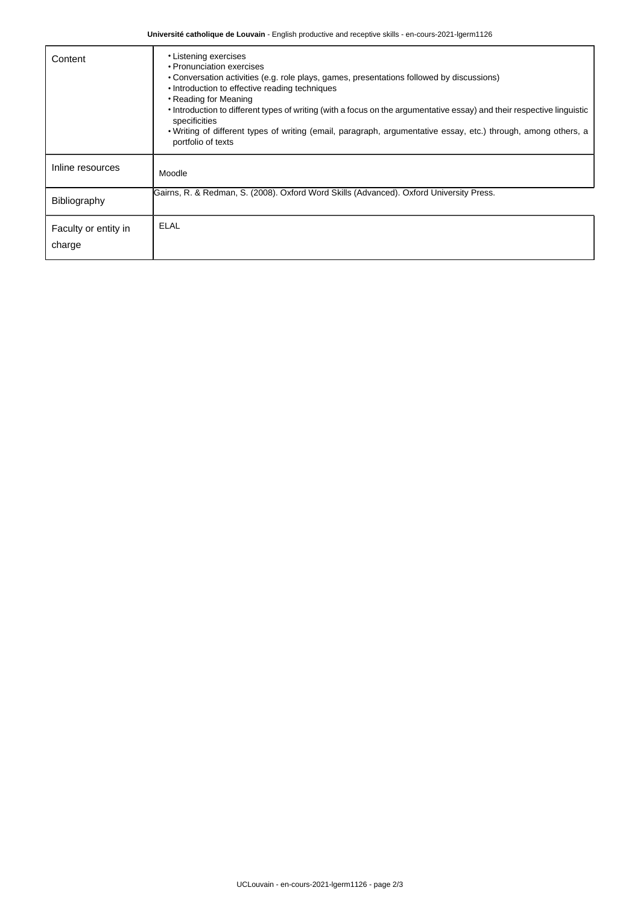| | |
|---|---|
| Content | • Listening exercises<br>• Pronunciation exercises<br>• Conversation activities (e.g. role plays, games, presentations followed by discussions)<br>• Introduction to effective reading techniques<br>• Reading for Meaning<br>• Introduction to different types of writing (with a focus on the argumentative essay) and their respective linguistic specificities<br>• Writing of different types of writing (email, paragraph, argumentative essay, etc.) through, among others, a portfolio of texts |
| Inline resources | Moodle |
| Bibliography | Gairns, R. & Redman, S. (2008). Oxford Word Skills (Advanced). Oxford University Press. |
| Faculty or entity in charge | ELAL |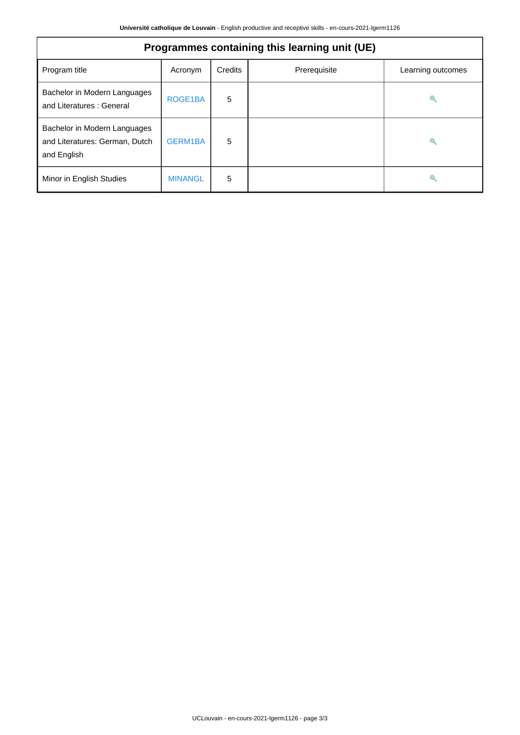## Programmes containing this learning unit (UE)

| Program title | Acronym | Credits | Prerequisite | Learning outcomes |
|---|---|---|---|---|
| Bachelor in Modern Languages and Literatures : General | ROGE1BA | 5 | | |
| Bachelor in Modern Languages and Literatures: German, Dutch and English | GERM1BA | 5 | | |
| Minor in English Studies | MINANGL | 5 | | |